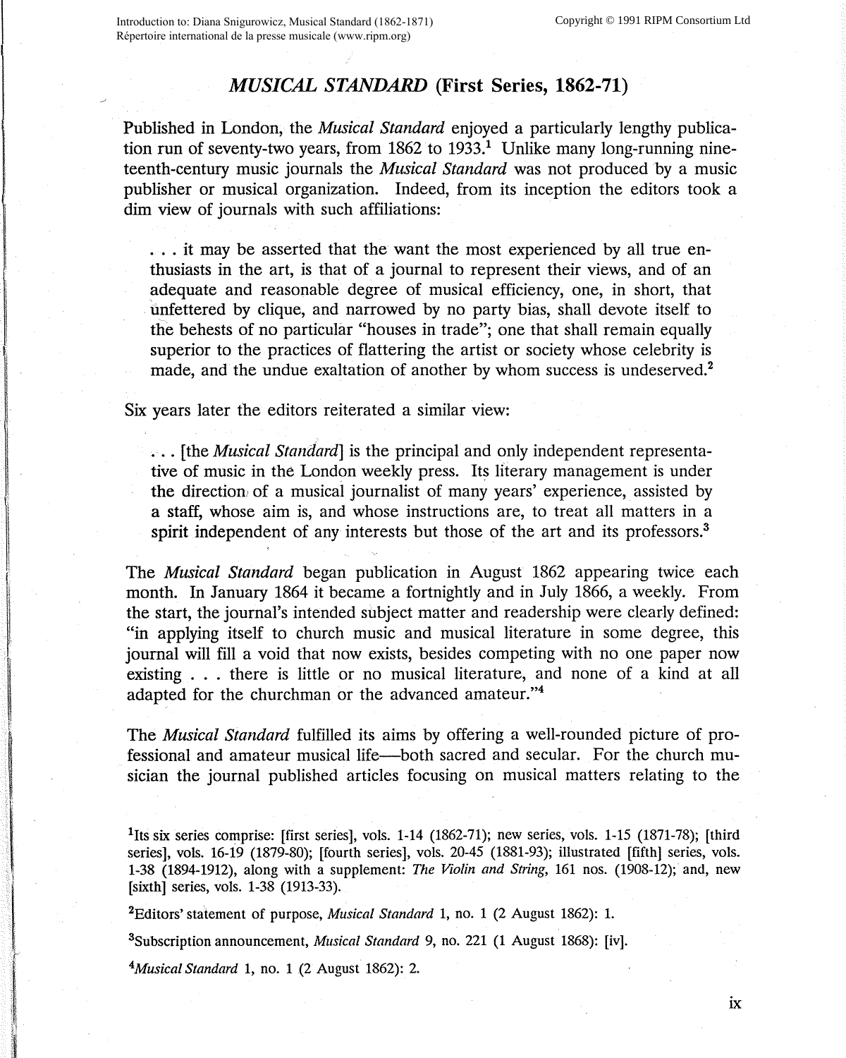# *MUSICAL STANDARD* (First Series, 1862-71)

Published in London, the *Musical Standard* enjoyed a particularly lengthy publication run of seventy-two years, from 1862 to 1933.[1] Unlike many long-running nineteenth-century music journals the *Musical Standard* was not produced by a music publisher or musical organization. Indeed, from its inception the editors took a dim view of journals with such affiliations:

> . . . it may be asserted that the want the most experienced by all true enthusiasts in the art, is that of a journal to represent their views, and of an adequate and reasonable degree of musical efficiency, one, in short, that unfettered by clique, and narrowed by no party bias, shall devote itself to the behests of no particular "houses in trade"; one that shall remain equally superior to the practices of flattering the artist or society whose celebrity is made, and the undue exaltation of another by whom success is undeserved.[2]

Six years later the editors reiterated a similar view:

> . . . [the *Musical Standard*] is the principal and only independent representative of music in the London weekly press. Its literary management is under the direction of a musical journalist of many years' experience, assisted by a staff, whose aim is, and whose instructions are, to treat all matters in a spirit independent of any interests but those of the art and its professors.[3]

The *Musical Standard* began publication in August 1862 appearing twice each month. In January 1864 it became a fortnightly and in July 1866, a weekly. From the start, the journal's intended subject matter and readership were clearly defined: "in applying itself to church music and musical literature in some degree, this journal will fill a void that now exists, besides competing with no one paper now existing . . . there is little or no musical literature, and none of a kind at all adapted for the churchman or the advanced amateur."[4]

The *Musical Standard* fulfilled its aims by offering a well-rounded picture of professional and amateur musical life—both sacred and secular. For the church musician the journal published articles focusing on musical matters relating to the

---

[1] Its six series comprise: [first series], vols. 1-14 (1862-71); new series, vols. 1-15 (1871-78); [third series], vols. 16-19 (1879-80); [fourth series], vols. 20-45 (1881-93); illustrated [fifth] series, vols. 1-38 (1894-1912), along with a supplement: *The Violin and String*, 161 nos. (1908-12); and, new [sixth] series, vols. 1-38 (1913-33).

[2] Editors' statement of purpose, *Musical Standard* 1, no. 1 (2 August 1862): 1.

[3] Subscription announcement, *Musical Standard* 9, no. 221 (1 August 1868): [iv].

[4] *Musical Standard* 1, no. 1 (2 August 1862): 2.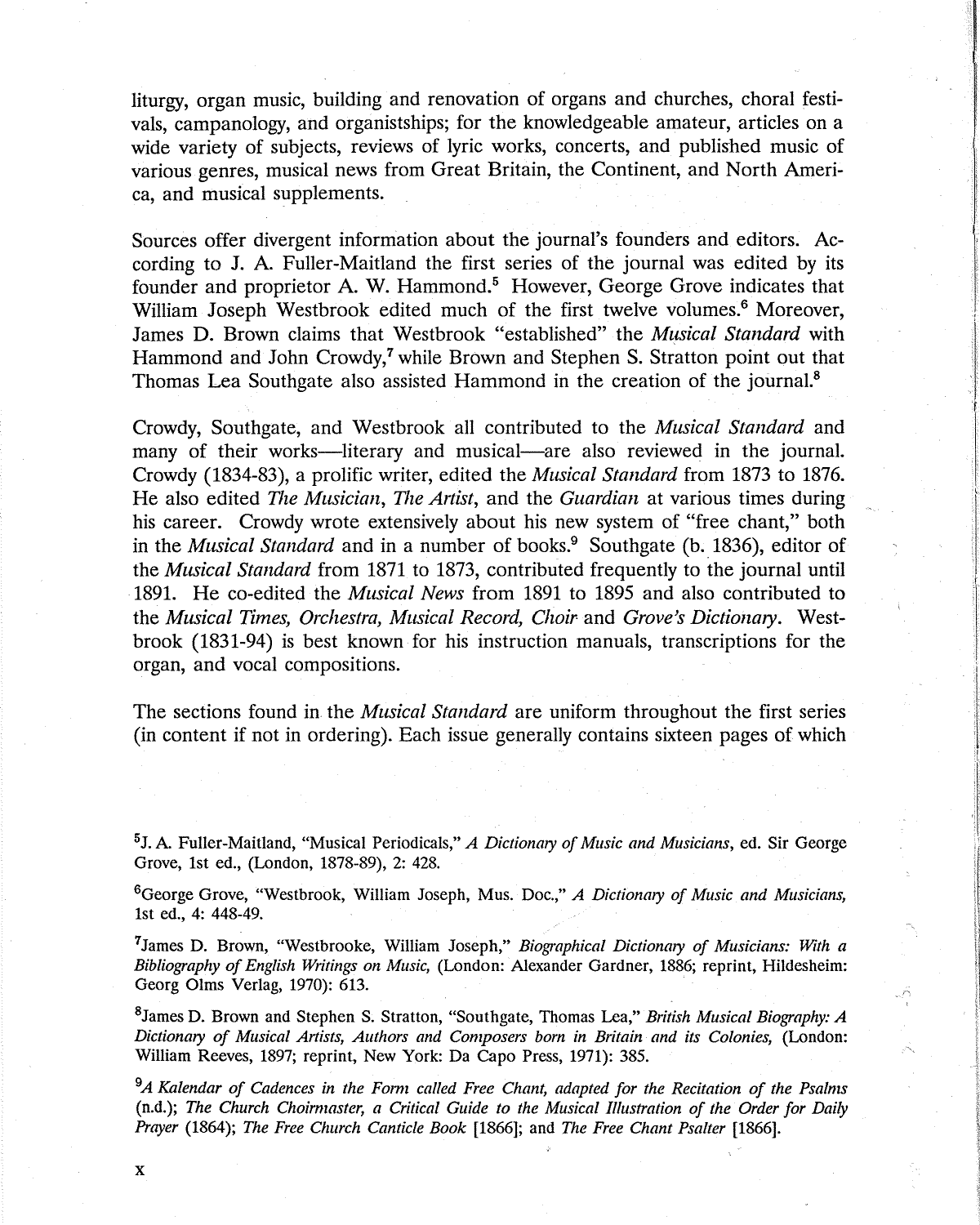liturgy, organ music, building and renovation of organs and churches, choral festivals, campanology, and organistships; for the knowledgeable amateur, articles on a wide variety of subjects, reviews of lyric works, concerts, and published music of various genres, musical news from Great Britain, the Continent, and North America, and musical supplements.

Sources offer divergent information about the journal's founders and editors. According to J. A. Fuller-Maitland the first series of the journal was edited by its founder and proprietor A. W. Hammond.[5] However, George Grove indicates that William Joseph Westbrook edited much of the first twelve volumes.[6] Moreover, James D. Brown claims that Westbrook "established" the *Musical Standard* with Hammond and John Crowdy,[7] while Brown and Stephen S. Stratton point out that Thomas Lea Southgate also assisted Hammond in the creation of the journal.[8]

Crowdy, Southgate, and Westbrook all contributed to the *Musical Standard* and many of their works—literary and musical—are also reviewed in the journal. Crowdy (1834-83), a prolific writer, edited the *Musical Standard* from 1873 to 1876. He also edited *The Musician*, *The Artist*, and the *Guardian* at various times during his career. Crowdy wrote extensively about his new system of "free chant," both in the *Musical Standard* and in a number of books.[9] Southgate (b. 1836), editor of the *Musical Standard* from 1871 to 1873, contributed frequently to the journal until 1891. He co-edited the *Musical News* from 1891 to 1895 and also contributed to the *Musical Times, Orchestra, Musical Record, Choir* and *Grove's Dictionary*. Westbrook (1831-94) is best known for his instruction manuals, transcriptions for the organ, and vocal compositions.

The sections found in the *Musical Standard* are uniform throughout the first series (in content if not in ordering). Each issue generally contains sixteen pages of which

---

[5]J. A. Fuller-Maitland, "Musical Periodicals," *A Dictionary of Music and Musicians*, ed. Sir George Grove, 1st ed., (London, 1878-89), 2: 428.

[6]George Grove, "Westbrook, William Joseph, Mus. Doc.," *A Dictionary of Music and Musicians,* 1st ed., 4: 448-49.

[7]James D. Brown, "Westbrooke, William Joseph," *Biographical Dictionary of Musicians: With a Bibliography of English Writings on Music,* (London: Alexander Gardner, 1886; reprint, Hildesheim: Georg Olms Verlag, 1970): 613.

[8]James D. Brown and Stephen S. Stratton, "Southgate, Thomas Lea," *British Musical Biography: A Dictionary of Musical Artists, Authors and Composers born in Britain and its Colonies,* (London: William Reeves, 1897; reprint, New York: Da Capo Press, 1971): 385.

[9]*A Kalendar of Cadences in the Form called Free Chant, adapted for the Recitation of the Psalms* (n.d.); *The Church Choirmaster, a Critical Guide to the Musical Illustration of the Order for Daily Prayer* (1864); *The Free Church Canticle Book* [1866]; and *The Free Chant Psalter* [1866].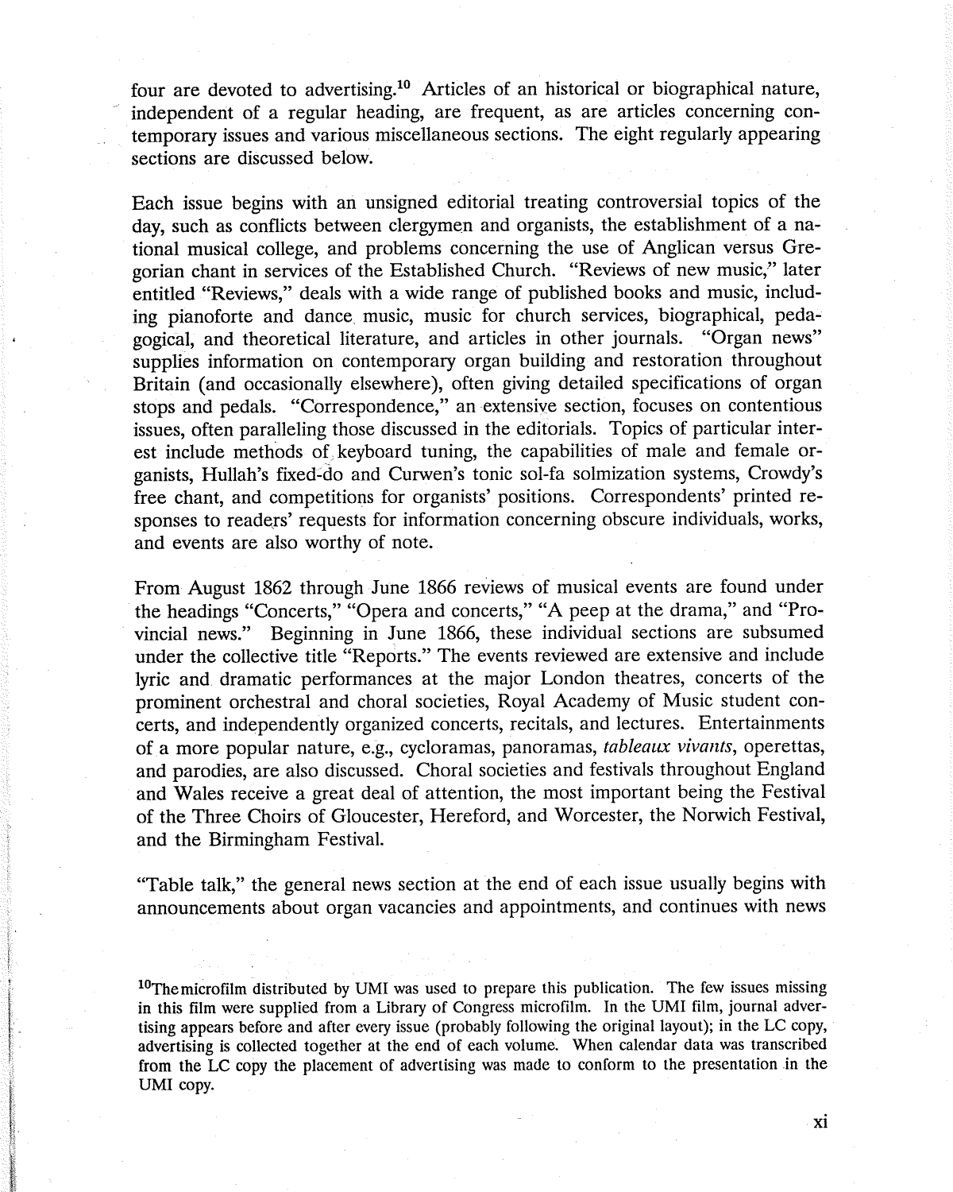four are devoted to advertising.[10] Articles of an historical or biographical nature, independent of a regular heading, are frequent, as are articles concerning contemporary issues and various miscellaneous sections. The eight regularly appearing sections are discussed below.

Each issue begins with an unsigned editorial treating controversial topics of the day, such as conflicts between clergymen and organists, the establishment of a national musical college, and problems concerning the use of Anglican versus Gregorian chant in services of the Established Church. "Reviews of new music," later entitled "Reviews," deals with a wide range of published books and music, including pianoforte and dance music, music for church services, biographical, pedagogical, and theoretical literature, and articles in other journals. "Organ news" supplies information on contemporary organ building and restoration throughout Britain (and occasionally elsewhere), often giving detailed specifications of organ stops and pedals. "Correspondence," an extensive section, focuses on contentious issues, often paralleling those discussed in the editorials. Topics of particular interest include methods of keyboard tuning, the capabilities of male and female organists, Hullah's fixed-do and Curwen's tonic sol-fa solmization systems, Crowdy's free chant, and competitions for organists' positions. Correspondents' printed responses to readers' requests for information concerning obscure individuals, works, and events are also worthy of note.

From August 1862 through June 1866 reviews of musical events are found under the headings "Concerts," "Opera and concerts," "A peep at the drama," and "Provincial news." Beginning in June 1866, these individual sections are subsumed under the collective title "Reports." The events reviewed are extensive and include lyric and dramatic performances at the major London theatres, concerts of the prominent orchestral and choral societies, Royal Academy of Music student concerts, and independently organized concerts, recitals, and lectures. Entertainments of a more popular nature, e.g., cycloramas, panoramas, *tableaux vivants*, operettas, and parodies, are also discussed. Choral societies and festivals throughout England and Wales receive a great deal of attention, the most important being the Festival of the Three Choirs of Gloucester, Hereford, and Worcester, the Norwich Festival, and the Birmingham Festival.

"Table talk," the general news section at the end of each issue usually begins with announcements about organ vacancies and appointments, and continues with news

[10]The microfilm distributed by UMI was used to prepare this publication. The few issues missing in this film were supplied from a Library of Congress microfilm. In the UMI film, journal advertising appears before and after every issue (probably following the original layout); in the LC copy, advertising is collected together at the end of each volume. When calendar data was transcribed from the LC copy the placement of advertising was made to conform to the presentation in the UMI copy.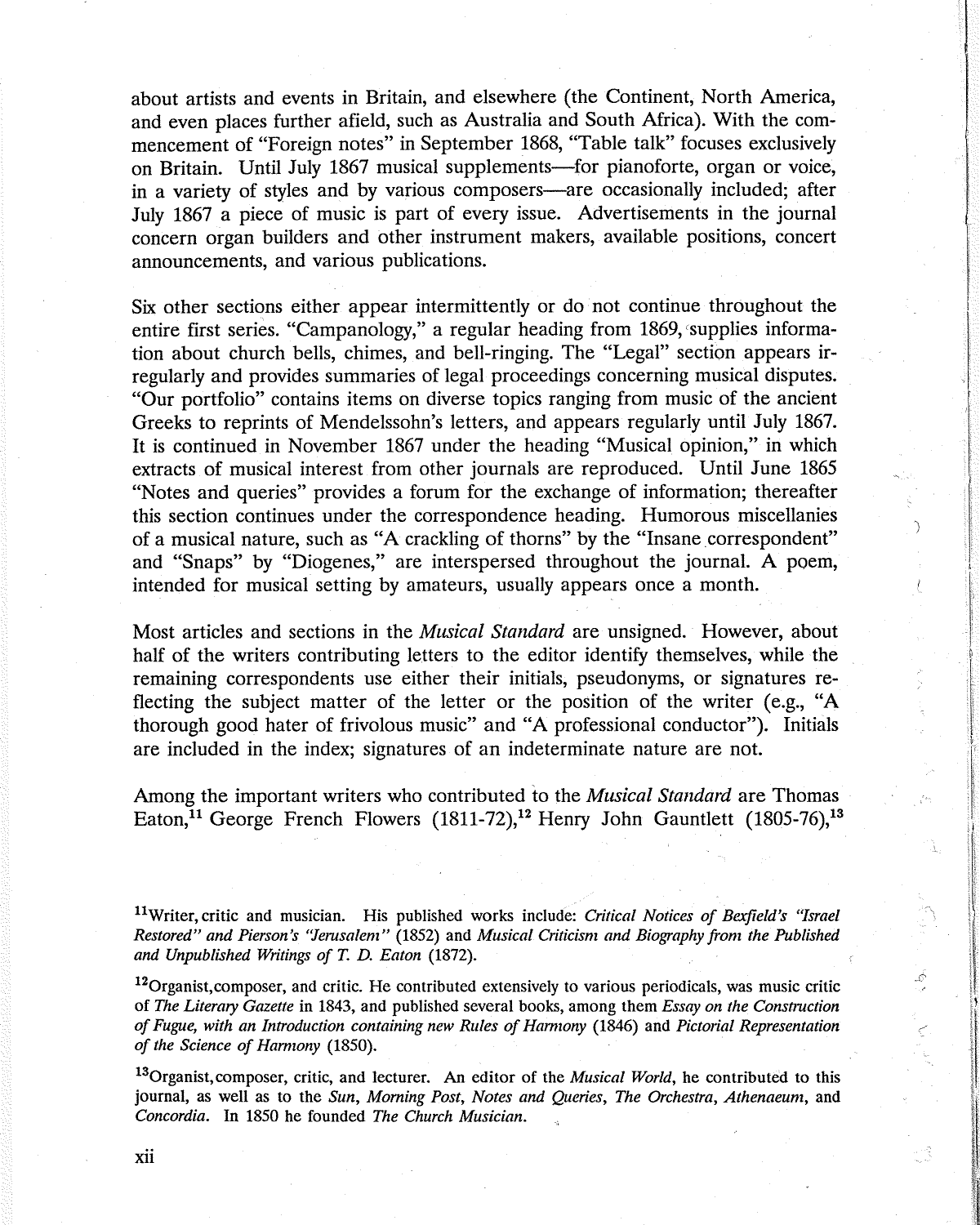about artists and events in Britain, and elsewhere (the Continent, North America, and even places further afield, such as Australia and South Africa). With the commencement of "Foreign notes" in September 1868, "Table talk" focuses exclusively on Britain. Until July 1867 musical supplements—for pianoforte, organ or voice, in a variety of styles and by various composers—are occasionally included; after July 1867 a piece of music is part of every issue. Advertisements in the journal concern organ builders and other instrument makers, available positions, concert announcements, and various publications.

Six other sections either appear intermittently or do not continue throughout the entire first series. "Campanology," a regular heading from 1869, supplies information about church bells, chimes, and bell-ringing. The "Legal" section appears irregularly and provides summaries of legal proceedings concerning musical disputes. "Our portfolio" contains items on diverse topics ranging from music of the ancient Greeks to reprints of Mendelssohn's letters, and appears regularly until July 1867. It is continued in November 1867 under the heading "Musical opinion," in which extracts of musical interest from other journals are reproduced. Until June 1865 "Notes and queries" provides a forum for the exchange of information; thereafter this section continues under the correspondence heading. Humorous miscellanies of a musical nature, such as "A crackling of thorns" by the "Insane correspondent" and "Snaps" by "Diogenes," are interspersed throughout the journal. A poem, intended for musical setting by amateurs, usually appears once a month.

Most articles and sections in the *Musical Standard* are unsigned. However, about half of the writers contributing letters to the editor identify themselves, while the remaining correspondents use either their initials, pseudonyms, or signatures reflecting the subject matter of the letter or the position of the writer (e.g., "A thorough good hater of frivolous music" and "A professional conductor"). Initials are included in the index; signatures of an indeterminate nature are not.

Among the important writers who contributed to the *Musical Standard* are Thomas Eaton,[11] George French Flowers (1811-72),[12] Henry John Gauntlett (1805-76),[13]

[11]Writer, critic and musician. His published works include: *Critical Notices of Bexfield's "Israel Restored" and Pierson's "Jerusalem"* (1852) and *Musical Criticism and Biography from the Published and Unpublished Writings of T. D. Eaton* (1872).

[12]Organist, composer, and critic. He contributed extensively to various periodicals, was music critic of *The Literary Gazette* in 1843, and published several books, among them *Essay on the Construction of Fugue, with an Introduction containing new Rules of Harmony* (1846) and *Pictorial Representation of the Science of Harmony* (1850).

[13]Organist, composer, critic, and lecturer. An editor of the *Musical World*, he contributed to this journal, as well as to the *Sun*, *Morning Post*, *Notes and Queries*, *The Orchestra*, *Athenaeum*, and *Concordia*. In 1850 he founded *The Church Musician*.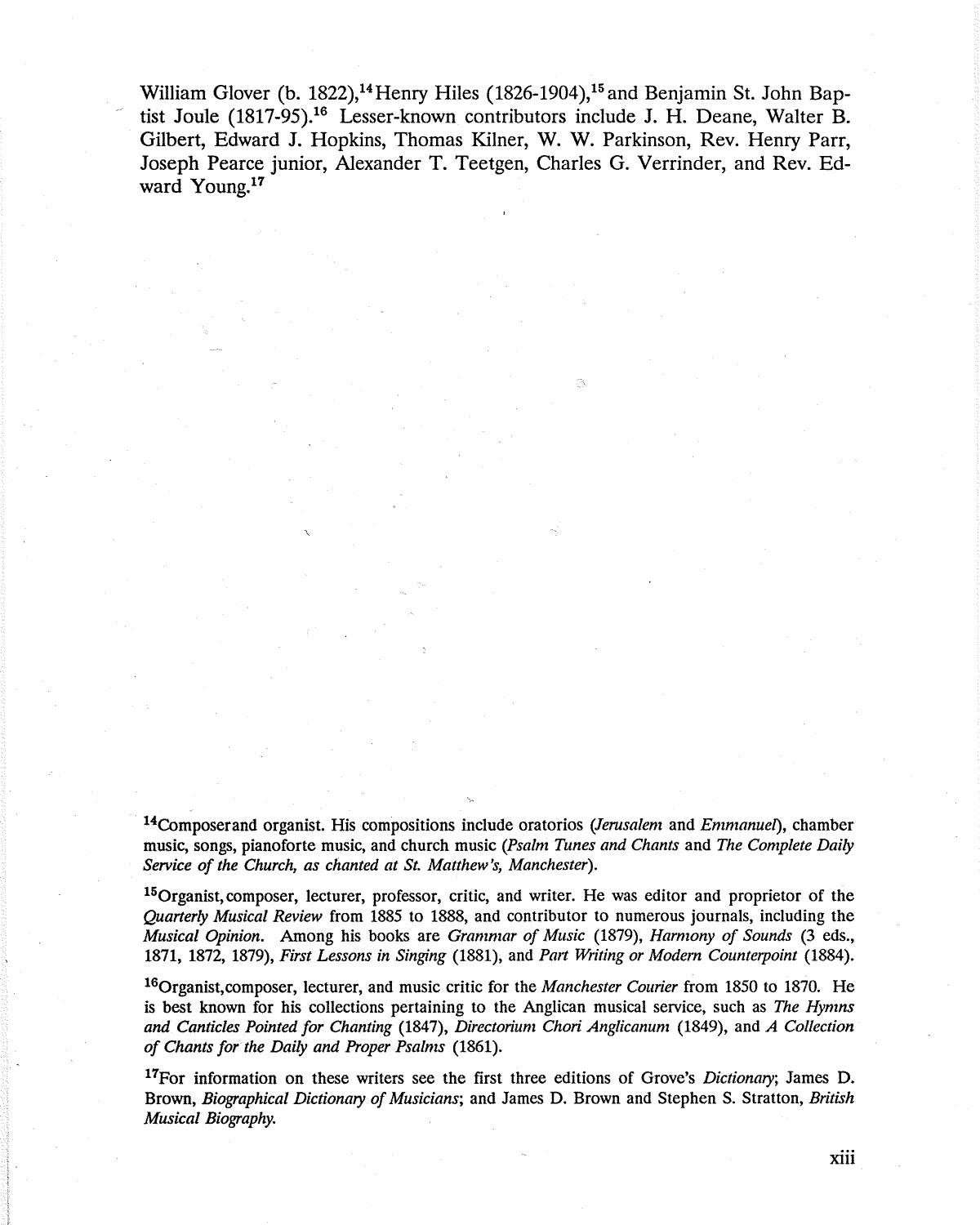William Glover (b. 1822),[14] Henry Hiles (1826-1904),[15] and Benjamin St. John Baptist Joule (1817-95).[16] Lesser-known contributors include J. H. Deane, Walter B. Gilbert, Edward J. Hopkins, Thomas Kilner, W. W. Parkinson, Rev. Henry Parr, Joseph Pearce junior, Alexander T. Teetgen, Charles G. Verrinder, and Rev. Edward Young.[17]

[14]Composer and organist. His compositions include oratorios (*Jerusalem* and *Emmanuel*), chamber music, songs, pianoforte music, and church music (*Psalm Tunes and Chants* and *The Complete Daily Service of the Church, as chanted at St. Matthew's, Manchester*).

[15]Organist, composer, lecturer, professor, critic, and writer. He was editor and proprietor of the *Quarterly Musical Review* from 1885 to 1888, and contributor to numerous journals, including the *Musical Opinion*. Among his books are *Grammar of Music* (1879), *Harmony of Sounds* (3 eds., 1871, 1872, 1879), *First Lessons in Singing* (1881), and *Part Writing or Modern Counterpoint* (1884).

[16]Organist, composer, lecturer, and music critic for the *Manchester Courier* from 1850 to 1870. He is best known for his collections pertaining to the Anglican musical service, such as *The Hymns and Canticles Pointed for Chanting* (1847), *Directorium Chori Anglicanum* (1849), and *A Collection of Chants for the Daily and Proper Psalms* (1861).

[17]For information on these writers see the first three editions of Grove's *Dictionary*; James D. Brown, *Biographical Dictionary of Musicians*; and James D. Brown and Stephen S. Stratton, *British Musical Biography*.